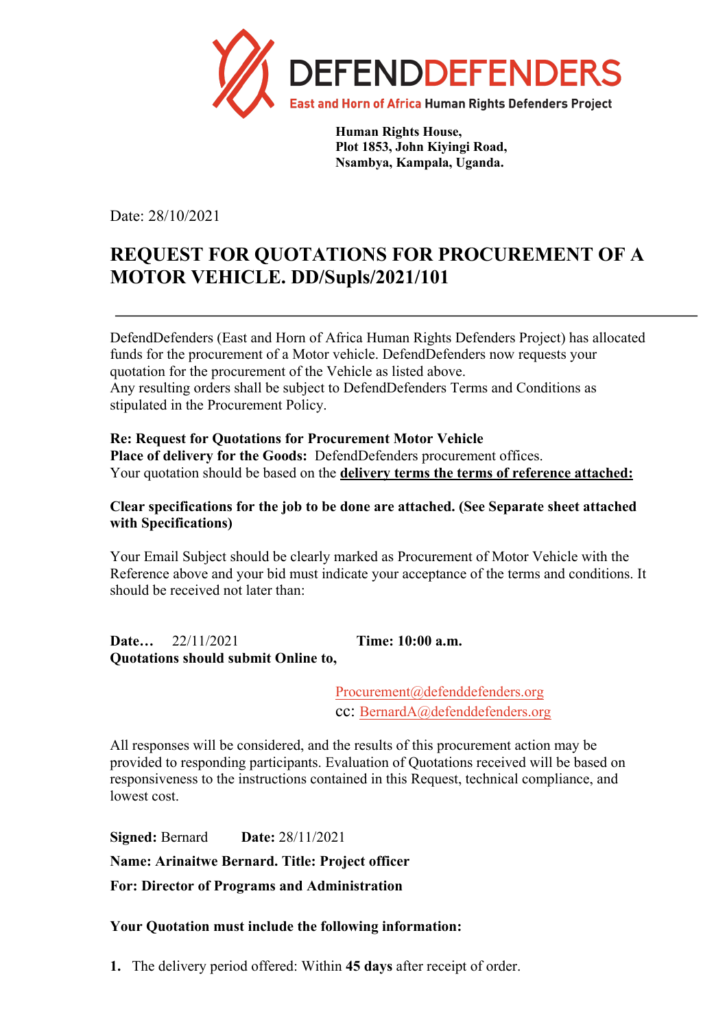**DEFENDDEFENDERS**
**East and Horn of Africa Human Rights Defenders Project**

**Human Rights House,**
**Plot 1853, John Kiyingi Road,**
**Nsambya, Kampala, Uganda.**

Date: 28/10/2021

# REQUEST FOR QUOTATIONS FOR PROCUREMENT OF A MOTOR VEHICLE. DD/Supls/2021/101

---

DefendDefenders (East and Horn of Africa Human Rights Defenders Project) has allocated funds for the procurement of a Motor vehicle. DefendDefenders now requests your quotation for the procurement of the Vehicle as listed above.
Any resulting orders shall be subject to DefendDefenders Terms and Conditions as stipulated in the Procurement Policy.

**Re: Request for Quotations for Procurement Motor Vehicle**
**Place of delivery for the Goods:** DefendDefenders procurement offices.
Your quotation should be based on the **delivery terms the terms of reference attached:**

**Clear specifications for the job to be done are attached. (See Separate sheet attached with Specifications)**

Your Email Subject should be clearly marked as Procurement of Motor Vehicle with the Reference above and your bid must indicate your acceptance of the terms and conditions. It should be received not later than:

**Date…** 22/11/2021 **Time: 10:00 a.m.**
**Quotations should submit Online to,**

Procurement@defenddefenders.org
cc: BernardA@defenddefenders.org

All responses will be considered, and the results of this procurement action may be provided to responding participants. Evaluation of Quotations received will be based on responsiveness to the instructions contained in this Request, technical compliance, and lowest cost.

**Signed:** Bernard **Date:** 28/11/2021

**Name: Arinaitwe Bernard. Title: Project officer**

**For: Director of Programs and Administration**

**Your Quotation must include the following information:**

1. The delivery period offered: Within **45 days** after receipt of order.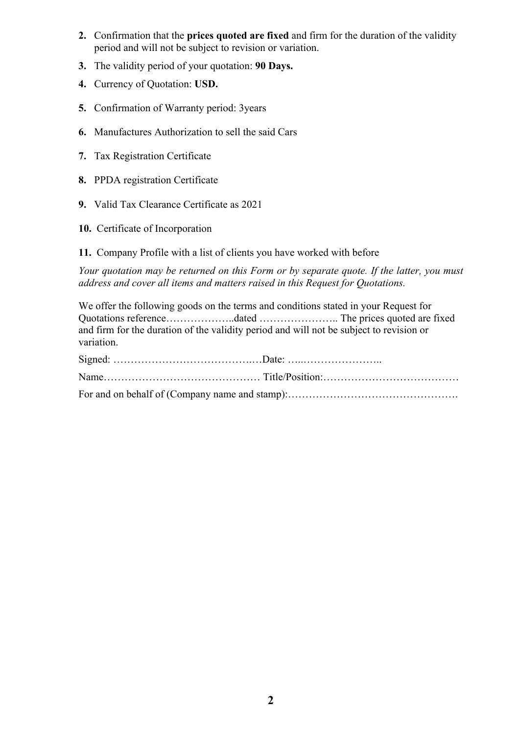2. Confirmation that the **prices quoted are fixed** and firm for the duration of the validity period and will not be subject to revision or variation.
3. The validity period of your quotation: **90 Days.**
4. Currency of Quotation: **USD.**
5. Confirmation of Warranty period: 3years
6. Manufactures Authorization to sell the said Cars
7. Tax Registration Certificate
8. PPDA registration Certificate
9. Valid Tax Clearance Certificate as 2021
10. Certificate of Incorporation
11. Company Profile with a list of clients you have worked with before

*Your quotation may be returned on this Form or by separate quote. If the latter, you must address and cover all items and matters raised in this Request for Quotations.*

We offer the following goods on the terms and conditions stated in your Request for Quotations reference………………..dated ………………….. The prices quoted are fixed and firm for the duration of the validity period and will not be subject to revision or variation.

Signed: ………………………………….…Date: …..…………………..

Name……………………………………… Title/Position:…………………………………

For and on behalf of (Company name and stamp):………………………………………….